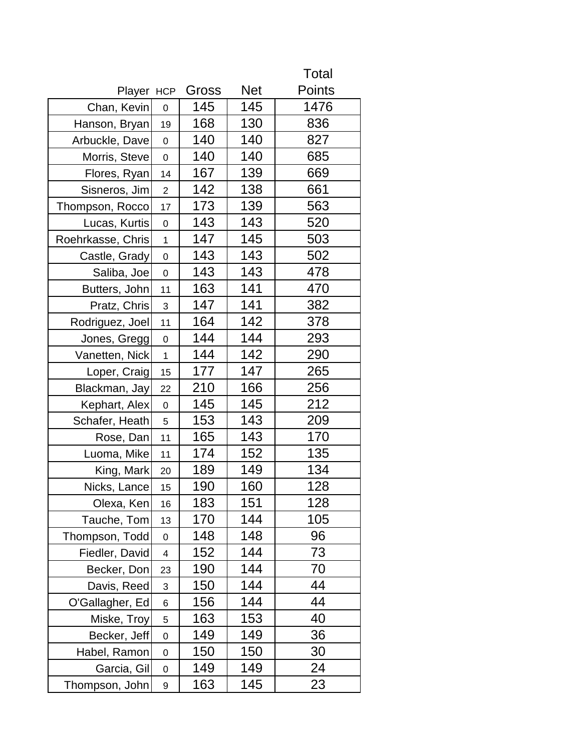| Player | HCP | Gross | Net | Total Points |
|---|---|---|---|---|
| Chan, Kevin | 0 | 145 | 145 | 1476 |
| Hanson, Bryan | 19 | 168 | 130 | 836 |
| Arbuckle, Dave | 0 | 140 | 140 | 827 |
| Morris, Steve | 0 | 140 | 140 | 685 |
| Flores, Ryan | 14 | 167 | 139 | 669 |
| Sisneros, Jim | 2 | 142 | 138 | 661 |
| Thompson, Rocco | 17 | 173 | 139 | 563 |
| Lucas, Kurtis | 0 | 143 | 143 | 520 |
| Roehrkasse, Chris | 1 | 147 | 145 | 503 |
| Castle, Grady | 0 | 143 | 143 | 502 |
| Saliba, Joe | 0 | 143 | 143 | 478 |
| Butters, John | 11 | 163 | 141 | 470 |
| Pratz, Chris | 3 | 147 | 141 | 382 |
| Rodriguez, Joel | 11 | 164 | 142 | 378 |
| Jones, Gregg | 0 | 144 | 144 | 293 |
| Vanetten, Nick | 1 | 144 | 142 | 290 |
| Loper, Craig | 15 | 177 | 147 | 265 |
| Blackman, Jay | 22 | 210 | 166 | 256 |
| Kephart, Alex | 0 | 145 | 145 | 212 |
| Schafer, Heath | 5 | 153 | 143 | 209 |
| Rose, Dan | 11 | 165 | 143 | 170 |
| Luoma, Mike | 11 | 174 | 152 | 135 |
| King, Mark | 20 | 189 | 149 | 134 |
| Nicks, Lance | 15 | 190 | 160 | 128 |
| Olexa, Ken | 16 | 183 | 151 | 128 |
| Tauche, Tom | 13 | 170 | 144 | 105 |
| Thompson, Todd | 0 | 148 | 148 | 96 |
| Fiedler, David | 4 | 152 | 144 | 73 |
| Becker, Don | 23 | 190 | 144 | 70 |
| Davis, Reed | 3 | 150 | 144 | 44 |
| O'Gallagher, Ed | 6 | 156 | 144 | 44 |
| Miske, Troy | 5 | 163 | 153 | 40 |
| Becker, Jeff | 0 | 149 | 149 | 36 |
| Habel, Ramon | 0 | 150 | 150 | 30 |
| Garcia, Gil | 0 | 149 | 149 | 24 |
| Thompson, John | 9 | 163 | 145 | 23 |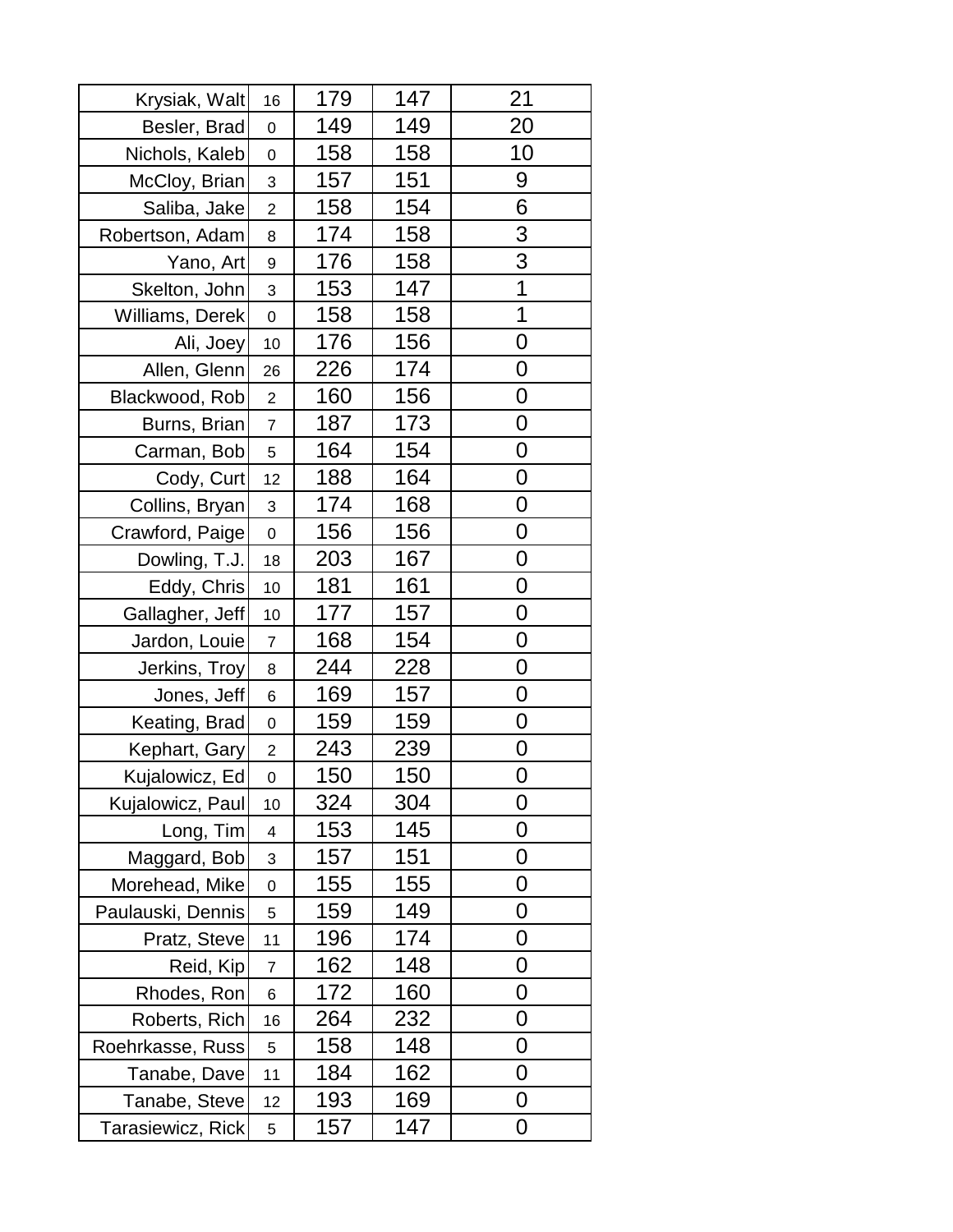| | | | | |
|---|---|---|---|---|
| Krysiak, Walt | 16 | 179 | 147 | 21 |
| Besler, Brad | 0 | 149 | 149 | 20 |
| Nichols, Kaleb | 0 | 158 | 158 | 10 |
| McCloy, Brian | 3 | 157 | 151 | 9 |
| Saliba, Jake | 2 | 158 | 154 | 6 |
| Robertson, Adam | 8 | 174 | 158 | 3 |
| Yano, Art | 9 | 176 | 158 | 3 |
| Skelton, John | 3 | 153 | 147 | 1 |
| Williams, Derek | 0 | 158 | 158 | 1 |
| Ali, Joey | 10 | 176 | 156 | 0 |
| Allen, Glenn | 26 | 226 | 174 | 0 |
| Blackwood, Rob | 2 | 160 | 156 | 0 |
| Burns, Brian | 7 | 187 | 173 | 0 |
| Carman, Bob | 5 | 164 | 154 | 0 |
| Cody, Curt | 12 | 188 | 164 | 0 |
| Collins, Bryan | 3 | 174 | 168 | 0 |
| Crawford, Paige | 0 | 156 | 156 | 0 |
| Dowling, T.J. | 18 | 203 | 167 | 0 |
| Eddy, Chris | 10 | 181 | 161 | 0 |
| Gallagher, Jeff | 10 | 177 | 157 | 0 |
| Jardon, Louie | 7 | 168 | 154 | 0 |
| Jerkins, Troy | 8 | 244 | 228 | 0 |
| Jones, Jeff | 6 | 169 | 157 | 0 |
| Keating, Brad | 0 | 159 | 159 | 0 |
| Kephart, Gary | 2 | 243 | 239 | 0 |
| Kujalowicz, Ed | 0 | 150 | 150 | 0 |
| Kujalowicz, Paul | 10 | 324 | 304 | 0 |
| Long, Tim | 4 | 153 | 145 | 0 |
| Maggard, Bob | 3 | 157 | 151 | 0 |
| Morehead, Mike | 0 | 155 | 155 | 0 |
| Paulauski, Dennis | 5 | 159 | 149 | 0 |
| Pratz, Steve | 11 | 196 | 174 | 0 |
| Reid, Kip | 7 | 162 | 148 | 0 |
| Rhodes, Ron | 6 | 172 | 160 | 0 |
| Roberts, Rich | 16 | 264 | 232 | 0 |
| Roehrkasse, Russ | 5 | 158 | 148 | 0 |
| Tanabe, Dave | 11 | 184 | 162 | 0 |
| Tanabe, Steve | 12 | 193 | 169 | 0 |
| Tarasiewicz, Rick | 5 | 157 | 147 | 0 |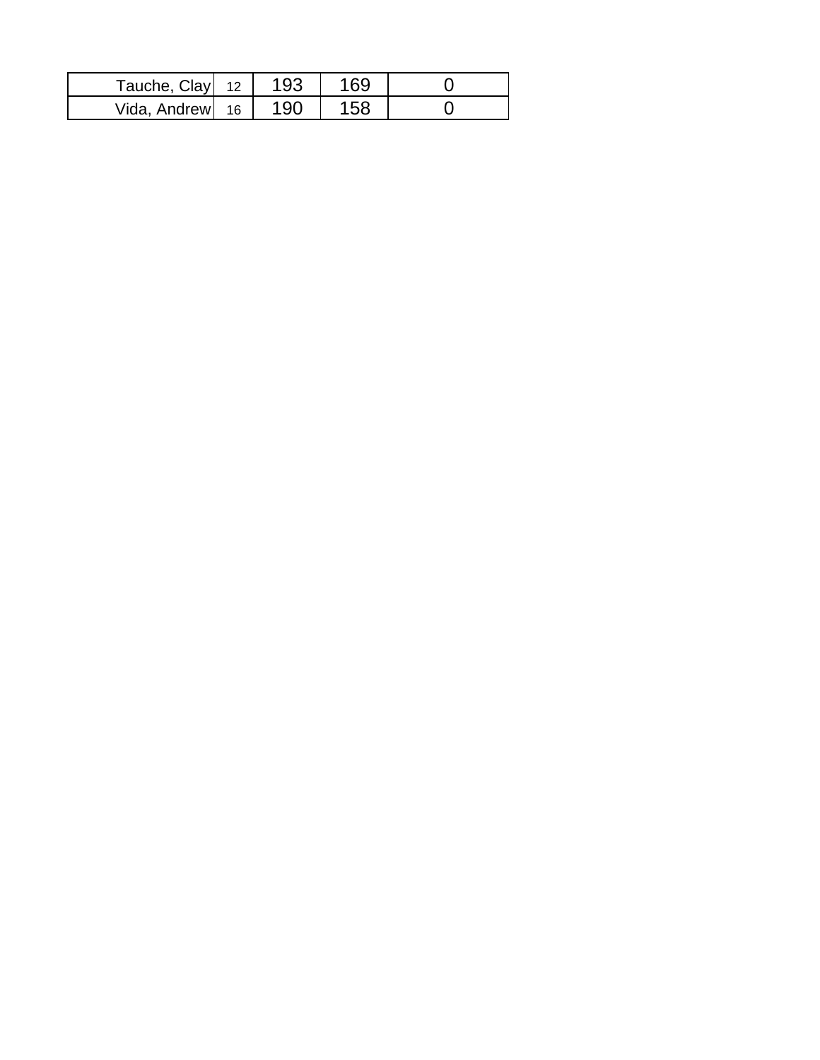| | | | | |
|---|---|---|---|---|
| Tauche, Clay | 12 | 193 | 169 | 0 |
| Vida, Andrew | 16 | 190 | 158 | 0 |